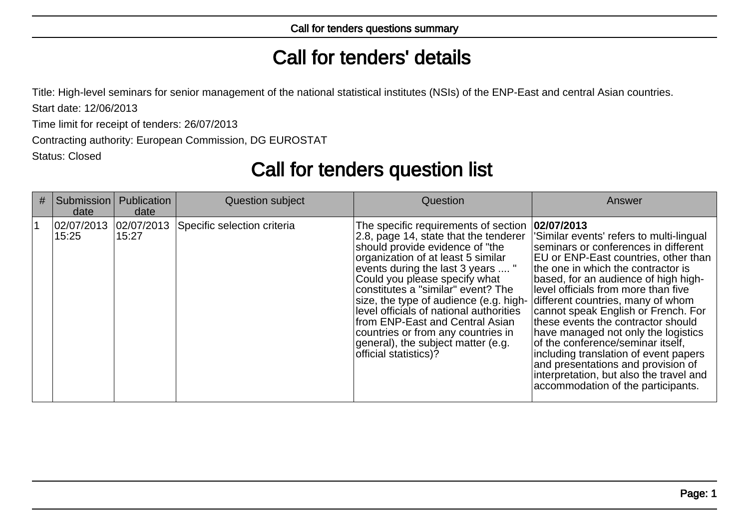# Call for tenders' details

Title: High-level seminars for senior management of the national statistical institutes (NSIs) of the ENP-East and central Asian countries.

Start date: 12/06/2013

Time limit for receipt of tenders: 26/07/2013

Contracting authority: European Commission, DG EUROSTAT

Status: Closed

# Call for tenders question list

| # | Submission date | Publication date | Question subject | Question | Answer |
|---|---|---|---|---|---|
| 1 | 02/07/2013 15:25 | 02/07/2013 15:27 | Specific selection criteria | The specific requirements of section 2.8, page 14, state that the tenderer should provide evidence of "the organization of at least 5 similar events during the last 3 years .... " Could you please specify what constitutes a "similar" event? The size, the type of audience (e.g. high-level officials of national authorities from ENP-East and Central Asian countries or from any countries in general), the subject matter (e.g. official statistics)? | **02/07/2013** 'Similar events' refers to multi-lingual seminars or conferences in different EU or ENP-East countries, other than the one in which the contractor is based, for an audience of high high-level officials from more than five different countries, many of whom cannot speak English or French. For these events the contractor should have managed not only the logistics of the conference/seminar itself, including translation of event papers and presentations and provision of interpretation, but also the travel and accommodation of the participants. |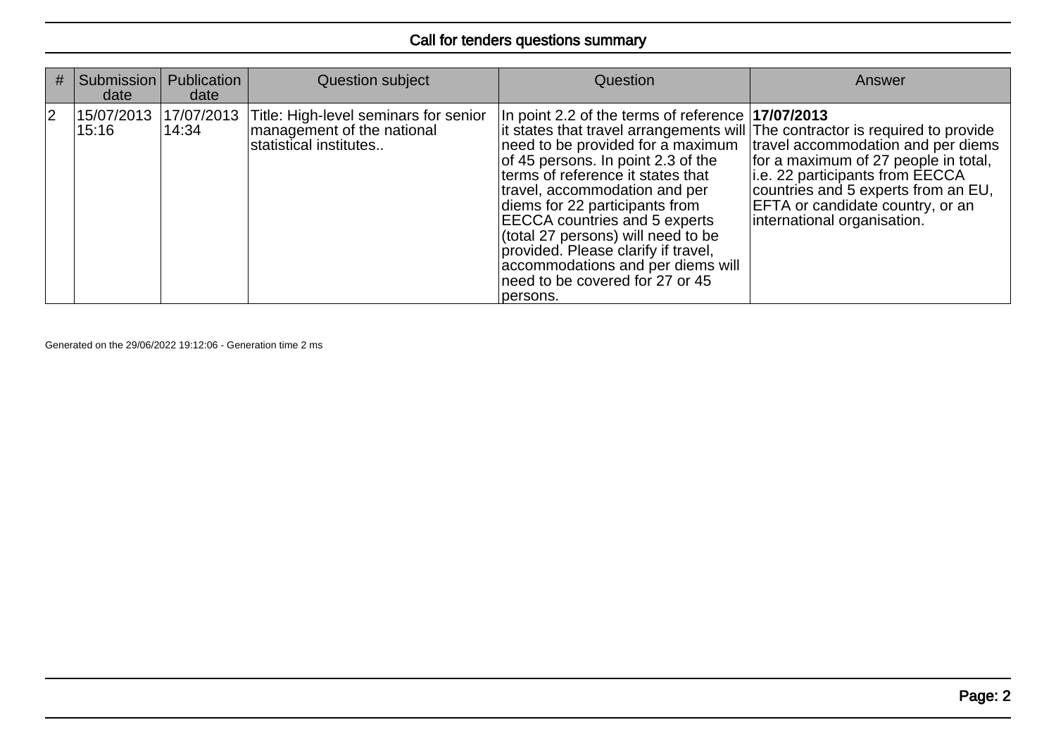## Call for tenders questions summary

| # | Submission date | Publication date | Question subject | Question | Answer |
|---|---|---|---|---|---|
| 2 | 15/07/2013 15:16 | 17/07/2013 14:34 | Title: High-level seminars for senior management of the national statistical institutes.. | In point 2.2 of the terms of reference it states that travel arrangements will need to be provided for a maximum of 45 persons. In point 2.3 of the terms of reference it states that travel, accommodation and per diems for 22 participants from EECCA countries and 5 experts (total 27 persons) will need to be provided. Please clarify if travel, accommodations and per diems will need to be covered for 27 or 45 persons. | **17/07/2013** The contractor is required to provide travel accommodation and per diems for a maximum of 27 people in total, i.e. 22 participants from EECCA countries and 5 experts from an EU, EFTA or candidate country, or an international organisation. |

Generated on the 29/06/2022 19:12:06 - Generation time 2 ms